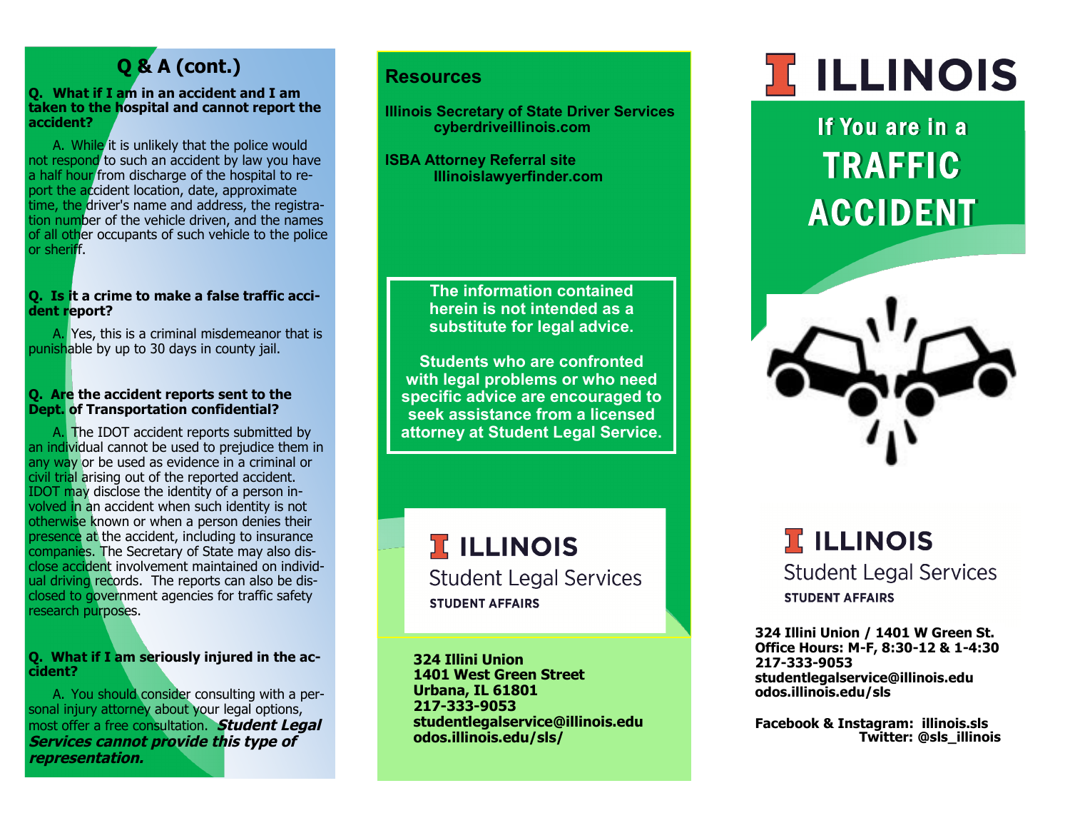## Q & A (cont.)

**Q. What if I am in an accident and I am taken to the hospital and cannot report the accident?**

A. While it is unlikely that the police would not respond to such an accident by law you have a half hour from discharge of the hospital to report the accident location, date, approximate time, the driver's name and address, the registration number of the vehicle driven, and the names of all other occupants of such vehicle to the police or sheriff.

**Q. Is it a crime to make a false traffic accident report?**

A. Yes, this is a criminal misdemeanor that is punishable by up to 30 days in county jail.

**Q. Are the accident reports sent to the Dept. of Transportation confidential?**

A. The IDOT accident reports submitted by an individual cannot be used to prejudice them in any way or be used as evidence in a criminal or civil trial arising out of the reported accident. IDOT may disclose the identity of a person involved in an accident when such identity is not otherwise known or when a person denies their presence at the accident, including to insurance companies. The Secretary of State may also disclose accident involvement maintained on individual driving records. The reports can also be disclosed to government agencies for traffic safety research purposes.

**Q. What if I am seriously injured in the accident?**

A. You should consider consulting with a personal injury attorney about your legal options, most offer a free consultation. ***Student Legal Services cannot provide this type of representation.***

## Resources

**Illinois Secretary of State Driver Services**
**cyberdriveillinois.com**

**ISBA Attorney Referral site**
**Illinoislawyerfinder.com**

**The information contained herein is not intended as a substitute for legal advice.**

**Students who are confronted with legal problems or who need specific advice are encouraged to seek assistance from a licensed attorney at Student Legal Service.**

I ILLINOIS
Student Legal Services
STUDENT AFFAIRS

**324 Illini Union**
**1401 West Green Street**
**Urbana, IL 61801**
**217-333-9053**
**studentlegalservice@illinois.edu**
**odos.illinois.edu/sls/**

# I ILLINOIS

# If You are in a TRAFFIC ACCIDENT

I ILLINOIS
Student Legal Services
STUDENT AFFAIRS

**324 Illini Union / 1401 W Green St.**
**Office Hours: M-F, 8:30-12 & 1-4:30**
**217-333-9053**
**studentlegalservice@illinois.edu**
**odos.illinois.edu/sls**

**Facebook & Instagram: illinois.sls**
**Twitter: @sls_illinois**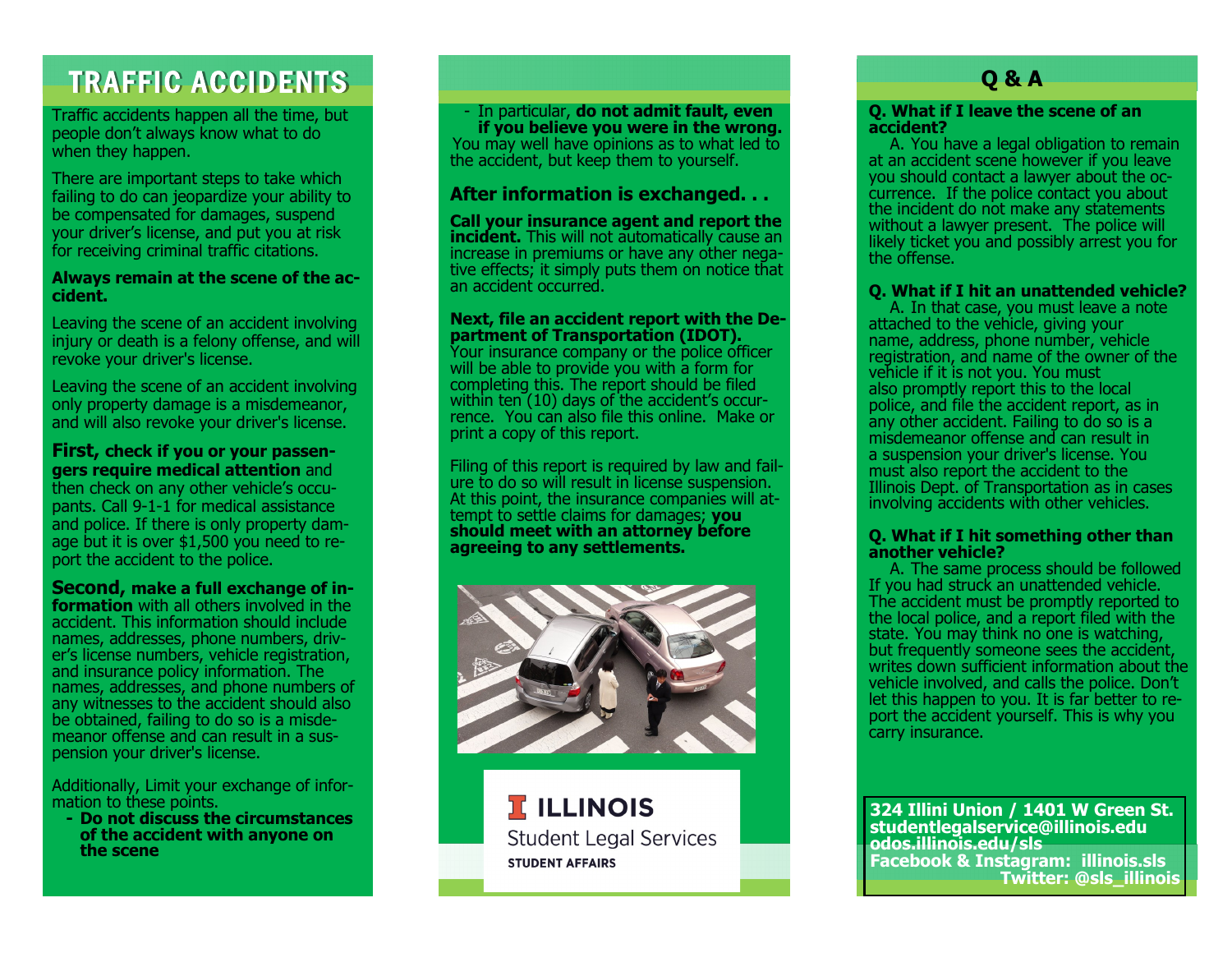# TRAFFIC ACCIDENTS

Traffic accidents happen all the time, but people don't always know what to do when they happen.

There are important steps to take which failing to do can jeopardize your ability to be compensated for damages, suspend your driver's license, and put you at risk for receiving criminal traffic citations.

**Always remain at the scene of the accident.**

Leaving the scene of an accident involving injury or death is a felony offense, and will revoke your driver's license.

Leaving the scene of an accident involving only property damage is a misdemeanor, and will also revoke your driver's license.

**First, check if you or your passengers require medical attention** and then check on any other vehicle's occupants. Call 9-1-1 for medical assistance and police. If there is only property damage but it is over $1,500 you need to report the accident to the police.

**Second, make a full exchange of information** with all others involved in the accident. This information should include names, addresses, phone numbers, driver's license numbers, vehicle registration, and insurance policy information. The names, addresses, and phone numbers of any witnesses to the accident should also be obtained, failing to do so is a misdemeanor offense and can result in a suspension your driver's license.

Additionally, Limit your exchange of information to these points.

- **Do not discuss the circumstances of the accident with anyone on the scene**
- In particular, **do not admit fault, even if you believe you were in the wrong.**

You may well have opinions as to what led to the accident, but keep them to yourself.

## After information is exchanged. . .

**Call your insurance agent and report the incident.** This will not automatically cause an increase in premiums or have any other negative effects; it simply puts them on notice that an accident occurred.

**Next, file an accident report with the Department of Transportation (IDOT).** Your insurance company or the police officer will be able to provide you with a form for completing this. The report should be filed within ten (10) days of the accident's occurrence. You can also file this online. Make or print a copy of this report.

Filing of this report is required by law and failure to do so will result in license suspension. At this point, the insurance companies will attempt to settle claims for damages; **you should meet with an attorney before agreeing to any settlements.**

ILLINOIS
Student Legal Services
STUDENT AFFAIRS

## Q & A

**Q. What if I leave the scene of an accident?**

A. You have a legal obligation to remain at an accident scene however if you leave you should contact a lawyer about the occurrence. If the police contact you about the incident do not make any statements without a lawyer present. The police will likely ticket you and possibly arrest you for the offense.

**Q. What if I hit an unattended vehicle?**

A. In that case, you must leave a note attached to the vehicle, giving your name, address, phone number, vehicle registration, and name of the owner of the vehicle if it is not you. You must also promptly report this to the local police, and file the accident report, as in any other accident. Failing to do so is a misdemeanor offense and can result in a suspension your driver's license. You must also report the accident to the Illinois Dept. of Transportation as in cases involving accidents with other vehicles.

**Q. What if I hit something other than another vehicle?**

A. The same process should be followed If you had struck an unattended vehicle. The accident must be promptly reported to the local police, and a report filed with the state. You may think no one is watching, but frequently someone sees the accident, writes down sufficient information about the vehicle involved, and calls the police. Don't let this happen to you. It is far better to report the accident yourself. This is why you carry insurance.

**324 Illini Union / 1401 W Green St.**
**studentlegalservice@illinois.edu**
**odos.illinois.edu/sls**
**Facebook & Instagram: illinois.sls**
**Twitter: @sls_illinois**